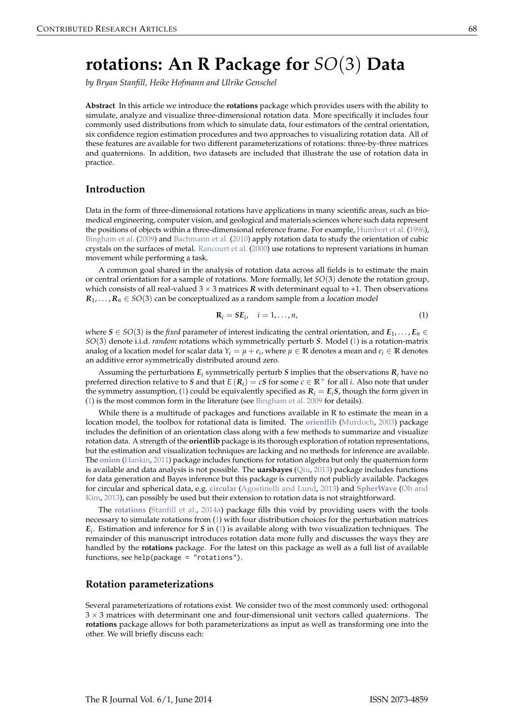# rotations: An R Package for $SO(3)$ Data

*by Bryan Stanfill, Heike Hofmann and Ulrike Genschel*

**Abstract** In this article we introduce the **rotations** package which provides users with the ability to simulate, analyze and visualize three-dimensional rotation data. More specifically it includes four commonly used distributions from which to simulate data, four estimators of the central orientation, six confidence region estimation procedures and two approaches to visualizing rotation data. All of these features are available for two different parameterizations of rotations: three-by-three matrices and quaternions. In addition, two datasets are included that illustrate the use of rotation data in practice.

## Introduction

Data in the form of three-dimensional rotations have applications in many scientific areas, such as bio-medical engineering, computer vision, and geological and materials sciences where such data represent the positions of objects within a three-dimensional reference frame. For example, Humbert et al. (1996), Bingham et al. (2009) and Bachmann et al. (2010) apply rotation data to study the orientation of cubic crystals on the surfaces of metal. Rancourt et al. (2000) use rotations to represent variations in human movement while performing a task.

A common goal shared in the analysis of rotation data across all fields is to estimate the main or central orientation for a sample of rotations. More formally, let $SO(3)$ denote the rotation group, which consists of all real-valued $3 \times 3$ matrices $\boldsymbol{R}$ with determinant equal to +1. Then observations $\boldsymbol{R}_1, \ldots, \boldsymbol{R}_n \in SO(3)$ can be conceptualized as a random sample from a *location model*

$$\mathbf{R}_i = \boldsymbol{S}\boldsymbol{E}_i, \quad i = 1, \ldots, n, \tag{1}$$

where $\boldsymbol{S} \in SO(3)$ is the *fixed* parameter of interest indicating the central orientation, and $\boldsymbol{E}_1, \ldots, \boldsymbol{E}_n \in SO(3)$ denote i.i.d. *random* rotations which symmetrically perturb $\boldsymbol{S}$. Model (1) is a rotation-matrix analog of a location model for scalar data $Y_i = \mu + e_i$, where $\mu \in \mathbb{R}$ denotes a mean and $e_i \in \mathbb{R}$ denotes an additive error symmetrically distributed around zero.

Assuming the perturbations $\boldsymbol{E}_i$ symmetrically perturb $\boldsymbol{S}$ implies that the observations $\boldsymbol{R}_i$ have no preferred direction relative to $\boldsymbol{S}$ and that $E(\boldsymbol{R}_i) = c\boldsymbol{S}$ for some $c \in \mathbb{R}^+$ for all $i$. Also note that under the symmetry assumption, (1) could be equivalently specified as $\boldsymbol{R}_i = \boldsymbol{E}_i\boldsymbol{S}$, though the form given in (1) is the most common form in the literature (see Bingham et al. 2009 for details).

While there is a multitude of packages and functions available in R to estimate the mean in a location model, the toolbox for rotational data is limited. The **orientlib** (Murdoch, 2003) package includes the definition of an orientation class along with a few methods to summarize and visualize rotation data. A strength of the **orientlib** package is its thorough exploration of rotation representations, but the estimation and visualization techniques are lacking and no methods for inference are available. The **onion** (Hankin, 2011) package includes functions for rotation algebra but only the quaternion form is available and data analysis is not possible. The **uarsbayes** (Qiu, 2013) package includes functions for data generation and Bayes inference but this package is currently not publicly available. Packages for circular and spherical data, e.g. **circular** (Agostinelli and Lund, 2013) and **SpherWave** (Oh and Kim, 2013), can possibly be used but their extension to rotation data is not straightforward.

The **rotations** (Stanfill et al., 2014a) package fills this void by providing users with the tools necessary to simulate rotations from (1) with four distribution choices for the perturbation matrices $\boldsymbol{E}_i$. Estimation and inference for $\boldsymbol{S}$ in (1) is available along with two visualization techniques. The remainder of this manuscript introduces rotation data more fully and discusses the ways they are handled by the **rotations** package. For the latest on this package as well as a full list of available functions, see `help(package = "rotations")`.

## Rotation parameterizations

Several parameterizations of rotations exist. We consider two of the most commonly used: orthogonal $3 \times 3$ matrices with determinant one and four-dimensional unit vectors called *quaternions*. The **rotations** package allows for both parameterizations as input as well as transforming one into the other. We will briefly discuss each: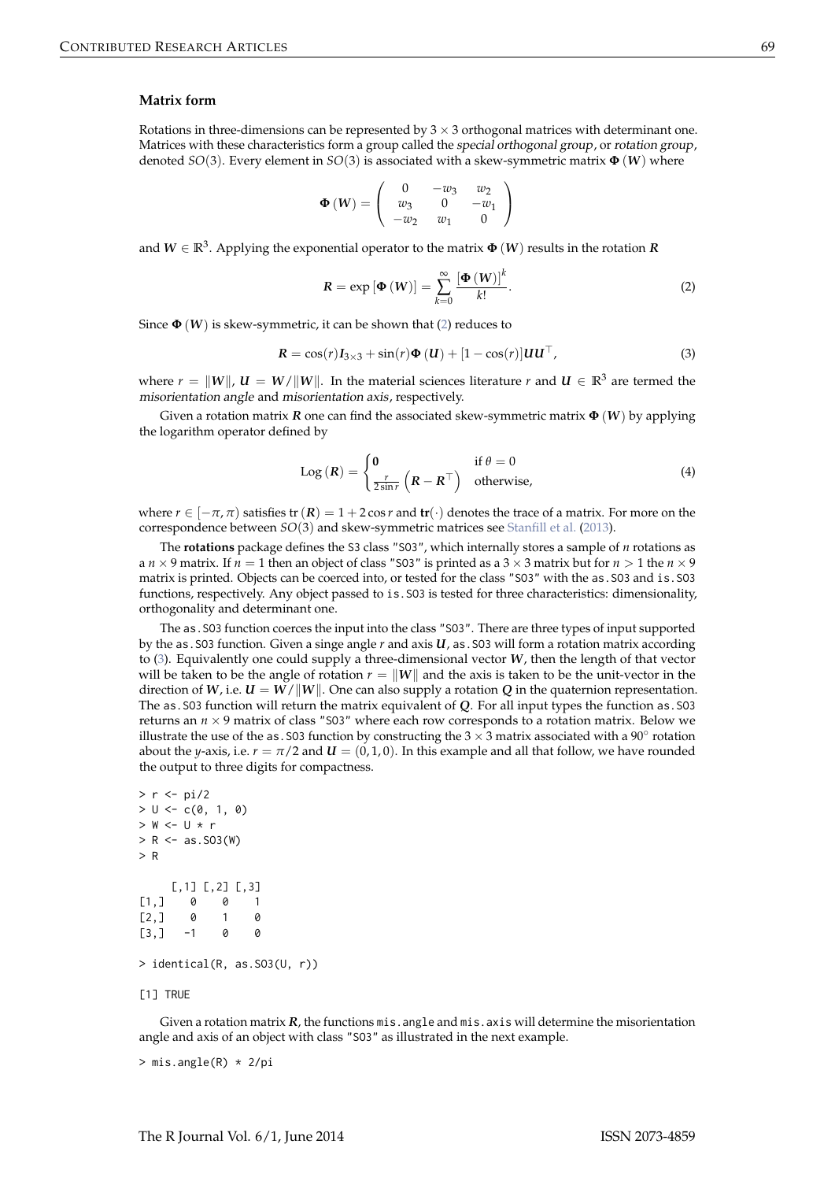### Matrix form

Rotations in three-dimensions can be represented by $3 \times 3$ orthogonal matrices with determinant one. Matrices with these characteristics form a group called the *special orthogonal group*, or *rotation group*, denoted $SO(3)$. Every element in $SO(3)$ is associated with a skew-symmetric matrix $\boldsymbol{\Phi}(\boldsymbol{W})$ where

$$
\boldsymbol{\Phi}(\boldsymbol{W}) = \begin{pmatrix} 0 & -w_3 & w_2 \\ w_3 & 0 & -w_1 \\ -w_2 & w_1 & 0 \end{pmatrix}
$$

and $\boldsymbol{W} \in \mathbb{R}^3$. Applying the exponential operator to the matrix $\boldsymbol{\Phi}(\boldsymbol{W})$ results in the rotation $\boldsymbol{R}$

$$
\boldsymbol{R} = \exp\left[\boldsymbol{\Phi}(\boldsymbol{W})\right] = \sum_{k=0}^{\infty} \frac{\left[\boldsymbol{\Phi}(\boldsymbol{W})\right]^k}{k!}. \tag{2}
$$

Since $\boldsymbol{\Phi}(\boldsymbol{W})$ is skew-symmetric, it can be shown that (2) reduces to

$$
\boldsymbol{R} = \cos(r)\boldsymbol{I}_{3\times 3} + \sin(r)\boldsymbol{\Phi}(\boldsymbol{U}) + [1-\cos(r)]\boldsymbol{U}\boldsymbol{U}^\top, \tag{3}
$$

where $r = \|\boldsymbol{W}\|$, $\boldsymbol{U} = \boldsymbol{W}/\|\boldsymbol{W}\|$. In the material sciences literature $r$ and $\boldsymbol{U} \in \mathbb{R}^3$ are termed the *misorientation angle* and *misorientation axis*, respectively.

Given a rotation matrix $\boldsymbol{R}$ one can find the associated skew-symmetric matrix $\boldsymbol{\Phi}(\boldsymbol{W})$ by applying the logarithm operator defined by

$$
\operatorname{Log}(\boldsymbol{R}) = \begin{cases} \boldsymbol{0} & \text{if } \theta = 0 \\ \frac{r}{2\sin r}\left(\boldsymbol{R} - \boldsymbol{R}^\top\right) & \text{otherwise,} \end{cases} \tag{4}
$$

where $r \in [-\pi, \pi)$ satisfies $\operatorname{tr}(\boldsymbol{R}) = 1 + 2\cos r$ and $\mathbf{tr}(\cdot)$ denotes the trace of a matrix. For more on the correspondence between $SO(3)$ and skew-symmetric matrices see Stanfill et al. (2013).

The **rotations** package defines the S3 class "SO3", which internally stores a sample of $n$ rotations as a $n \times 9$ matrix. If $n = 1$ then an object of class "SO3" is printed as a $3 \times 3$ matrix but for $n > 1$ the $n \times 9$ matrix is printed. Objects can be coerced into, or tested for the class "SO3" with the `as.SO3` and `is.SO3` functions, respectively. Any object passed to `is.SO3` is tested for three characteristics: dimensionality, orthogonality and determinant one.

The `as.SO3` function coerces the input into the class "SO3". There are three types of input supported by the `as.SO3` function. Given a singe angle $r$ and axis $\boldsymbol{U}$, `as.SO3` will form a rotation matrix according to (3). Equivalently one could supply a three-dimensional vector $\boldsymbol{W}$, then the length of that vector will be taken to be the angle of rotation $r = \|\boldsymbol{W}\|$ and the axis is taken to be the unit-vector in the direction of $\boldsymbol{W}$, i.e. $\boldsymbol{U} = \boldsymbol{W}/\|\boldsymbol{W}\|$. One can also supply a rotation $\boldsymbol{Q}$ in the quaternion representation. The `as.SO3` function will return the matrix equivalent of $\boldsymbol{Q}$. For all input types the function `as.SO3` returns an $n \times 9$ matrix of class "SO3" where each row corresponds to a rotation matrix. Below we illustrate the use of the `as.SO3` function by constructing the $3 \times 3$ matrix associated with a $90^\circ$ rotation about the $y$-axis, i.e. $r = \pi/2$ and $\boldsymbol{U} = (0, 1, 0)$. In this example and all that follow, we have rounded the output to three digits for compactness.

```
> r <- pi/2
> U <- c(0, 1, 0)
> W <- U * r
> R <- as.SO3(W)
> R

     [,1] [,2] [,3]
[1,]    0    0    1
[2,]    0    1    0
[3,]   -1    0    0

> identical(R, as.SO3(U, r))

[1] TRUE
```

Given a rotation matrix $\boldsymbol{R}$, the functions `mis.angle` and `mis.axis` will determine the misorientation angle and axis of an object with class "SO3" as illustrated in the next example.

```
> mis.angle(R) * 2/pi
```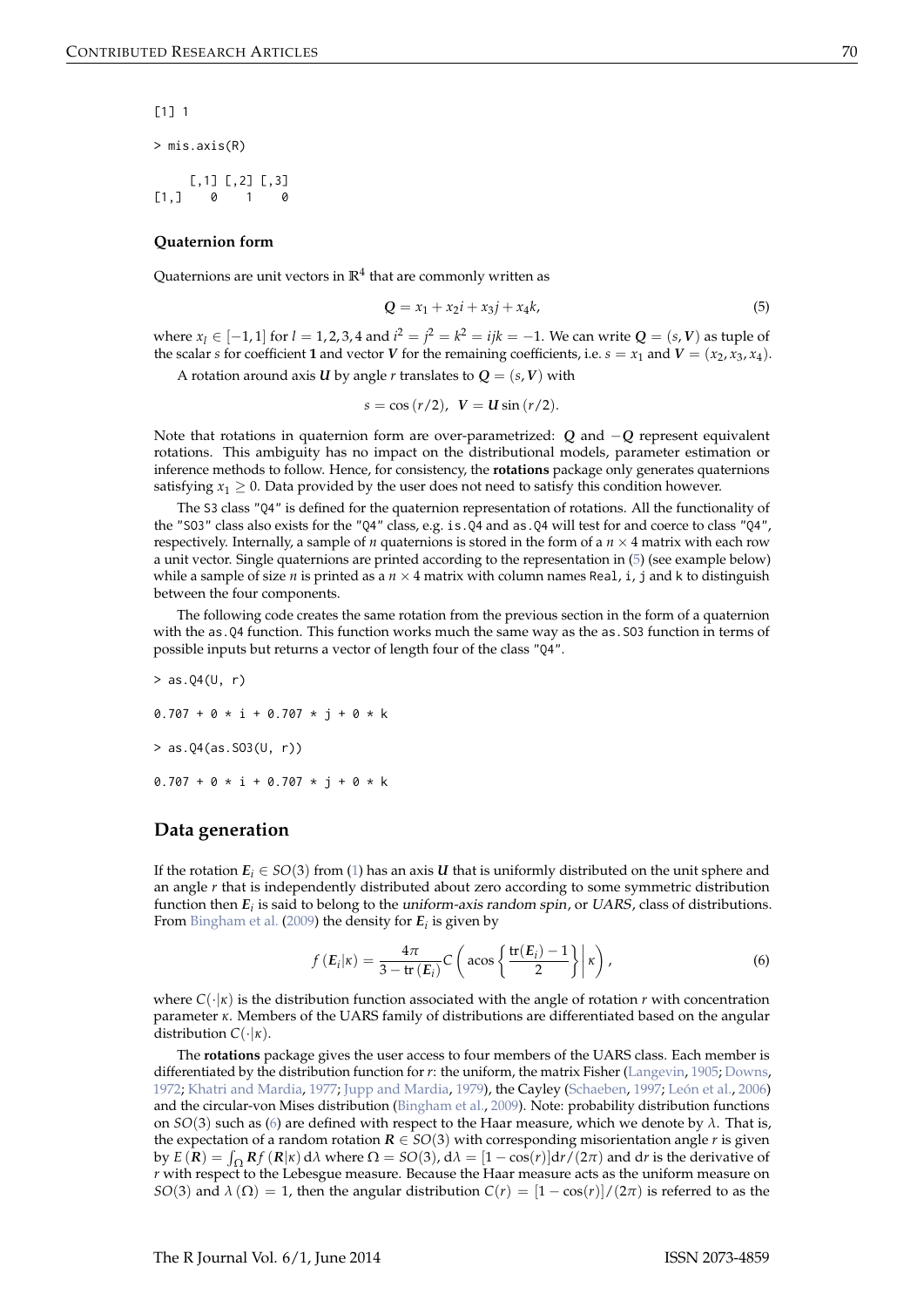```
[1] 1

> mis.axis(R)

     [,1] [,2] [,3]
[1,]    0    1    0
```

### Quaternion form

Quaternions are unit vectors in $\mathbb{R}^4$ that are commonly written as

$$\boldsymbol{Q} = x_1 + x_2 i + x_3 j + x_4 k, \tag{5}$$

where $x_l \in [-1, 1]$ for $l = 1, 2, 3, 4$ and $i^2 = j^2 = k^2 = ijk = -1$. We can write $\boldsymbol{Q} = (s, \boldsymbol{V})$ as tuple of the scalar $s$ for coefficient $\mathbf{1}$ and vector $\boldsymbol{V}$ for the remaining coefficients, i.e. $s = x_1$ and $\boldsymbol{V} = (x_2, x_3, x_4)$.

A rotation around axis $\boldsymbol{U}$ by angle $r$ translates to $\boldsymbol{Q} = (s, \boldsymbol{V})$ with

$$s = \cos(r/2), \;\; \boldsymbol{V} = \boldsymbol{U} \sin(r/2).$$

Note that rotations in quaternion form are over-parametrized: $\boldsymbol{Q}$ and $-\boldsymbol{Q}$ represent equivalent rotations. This ambiguity has no impact on the distributional models, parameter estimation or inference methods to follow. Hence, for consistency, the **rotations** package only generates quaternions satisfying $x_1 \geq 0$. Data provided by the user does not need to satisfy this condition however.

The S3 class "Q4" is defined for the quaternion representation of rotations. All the functionality of the "SO3" class also exists for the "Q4" class, e.g. is.Q4 and as.Q4 will test for and coerce to class "Q4", respectively. Internally, a sample of $n$ quaternions is stored in the form of a $n \times 4$ matrix with each row a unit vector. Single quaternions are printed according to the representation in (5) (see example below) while a sample of size $n$ is printed as a $n \times 4$ matrix with column names Real, i, j and k to distinguish between the four components.

The following code creates the same rotation from the previous section in the form of a quaternion with the as.Q4 function. This function works much the same way as the as.SO3 function in terms of possible inputs but returns a vector of length four of the class "Q4".

```
> as.Q4(U, r)

0.707 + 0 * i + 0.707 * j + 0 * k

> as.Q4(as.SO3(U, r))

0.707 + 0 * i + 0.707 * j + 0 * k
```

## Data generation

If the rotation $\boldsymbol{E}_i \in SO(3)$ from (1) has an axis $\boldsymbol{U}$ that is uniformly distributed on the unit sphere and an angle $r$ that is independently distributed about zero according to some symmetric distribution function then $\boldsymbol{E}_i$ is said to belong to the *uniform-axis random spin*, or *UARS*, class of distributions. From Bingham et al. (2009) the density for $\boldsymbol{E}_i$ is given by

$$f(\boldsymbol{E}_i|\kappa) = \frac{4\pi}{3 - \operatorname{tr}(\boldsymbol{E}_i)} C\left( \operatorname{acos}\left\{ \frac{\operatorname{tr}(\boldsymbol{E}_i) - 1}{2} \right\} \middle| \kappa \right), \tag{6}$$

where $C(\cdot|\kappa)$ is the distribution function associated with the angle of rotation $r$ with concentration parameter $\kappa$. Members of the UARS family of distributions are differentiated based on the angular distribution $C(\cdot|\kappa)$.

The **rotations** package gives the user access to four members of the UARS class. Each member is differentiated by the distribution function for $r$: the uniform, the matrix Fisher (Langevin, 1905; Downs, 1972; Khatri and Mardia, 1977; Jupp and Mardia, 1979), the Cayley (Schaeben, 1997; León et al., 2006) and the circular-von Mises distribution (Bingham et al., 2009). Note: probability distribution functions on $SO(3)$ such as (6) are defined with respect to the Haar measure, which we denote by $\lambda$. That is, the expectation of a random rotation $\boldsymbol{R} \in SO(3)$ with corresponding misorientation angle $r$ is given by $E(\boldsymbol{R}) = \int_\Omega \boldsymbol{R} f(\boldsymbol{R}|\kappa)\,\mathrm{d}\lambda$ where $\Omega = SO(3)$, $\mathrm{d}\lambda = [1 - \cos(r)]\mathrm{d}r/(2\pi)$ and $\mathrm{d}r$ is the derivative of $r$ with respect to the Lebesgue measure. Because the Haar measure acts as the uniform measure on $SO(3)$ and $\lambda(\Omega) = 1$, then the angular distribution $C(r) = [1 - \cos(r)]/(2\pi)$ is referred to as the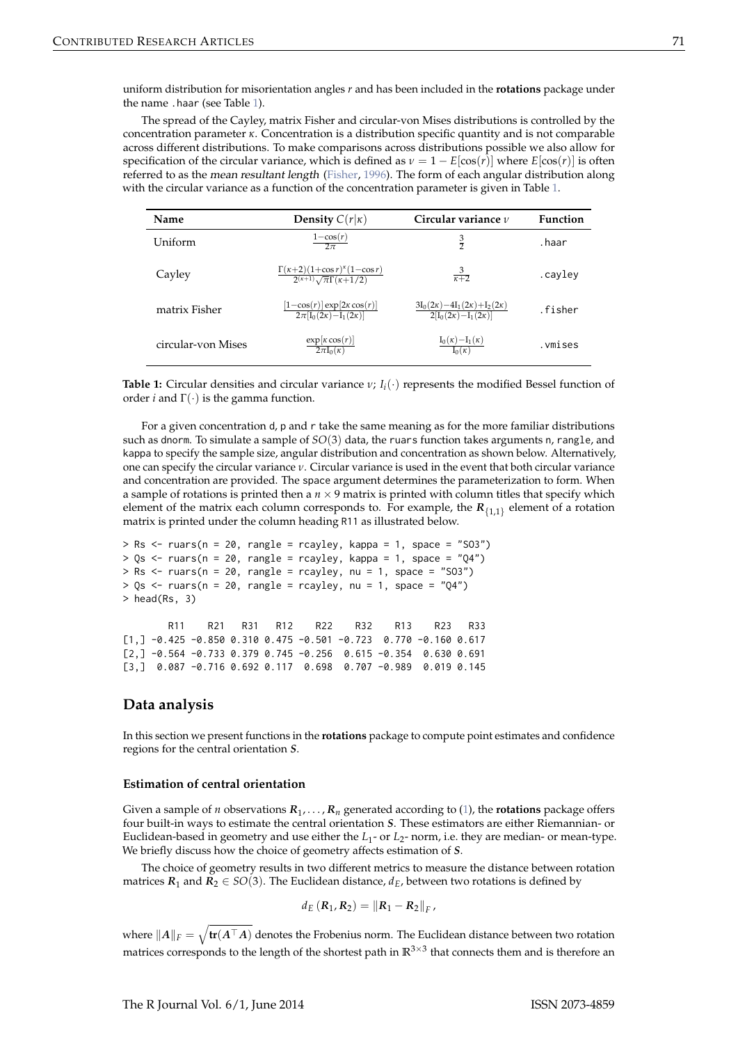uniform distribution for misorientation angles $r$ and has been included in the **rotations** package under the name `.haar` (see Table 1).

The spread of the Cayley, matrix Fisher and circular-von Mises distributions is controlled by the concentration parameter $\kappa$. Concentration is a distribution specific quantity and is not comparable across different distributions. To make comparisons across distributions possible we also allow for specification of the circular variance, which is defined as $\nu = 1 - E[\cos(r)]$ where $E[\cos(r)]$ is often referred to as the *mean resultant length* (Fisher, 1996). The form of each angular distribution along with the circular variance as a function of the concentration parameter is given in Table 1.

| Name | Density $C(r\|\kappa)$ | Circular variance $\nu$ | Function |
|---|---|---|---|
| Uniform | $\frac{1-\cos(r)}{2\pi}$ | $\frac{3}{2}$ | `.haar` |
| Cayley | $\frac{\Gamma(\kappa+2)(1+\cos r)^{\kappa}(1-\cos r)}{2^{(\kappa+1)}\sqrt{\pi}\Gamma(\kappa+1/2)}$ | $\frac{3}{\kappa+2}$ | `.cayley` |
| matrix Fisher | $\frac{[1-\cos(r)]\exp[2\kappa\cos(r)]}{2\pi[\mathrm{I}_0(2\kappa)-\mathrm{I}_1(2\kappa)]}$ | $\frac{3\mathrm{I}_0(2\kappa)-4\mathrm{I}_1(2\kappa)+\mathrm{I}_2(2\kappa)}{2[\mathrm{I}_0(2\kappa)-\mathrm{I}_1(2\kappa)]}$ | `.fisher` |
| circular-von Mises | $\frac{\exp[\kappa\cos(r)]}{2\pi\mathrm{I}_0(\kappa)}$ | $\frac{\mathrm{I}_0(\kappa)-\mathrm{I}_1(\kappa)}{\mathrm{I}_0(\kappa)}$ | `.vmises` |

**Table 1:** Circular densities and circular variance $\nu$; $I_i(\cdot)$ represents the modified Bessel function of order $i$ and $\Gamma(\cdot)$ is the gamma function.

For a given concentration `d`, `p` and `r` take the same meaning as for the more familiar distributions such as `dnorm`. To simulate a sample of $SO(3)$ data, the `ruars` function takes arguments `n`, `rangle`, and `kappa` to specify the sample size, angular distribution and concentration as shown below. Alternatively, one can specify the circular variance $\nu$. Circular variance is used in the event that both circular variance and concentration are provided. The `space` argument determines the parameterization to form. When a sample of rotations is printed then a $n \times 9$ matrix is printed with column titles that specify which element of the matrix each column corresponds to. For example, the $\boldsymbol{R}_{\{1,1\}}$ element of a rotation matrix is printed under the column heading `R11` as illustrated below.

```
> Rs <- ruars(n = 20, rangle = rcayley, kappa = 1, space = "SO3")
> Qs <- ruars(n = 20, rangle = rcayley, kappa = 1, space = "Q4")
> Rs <- ruars(n = 20, rangle = rcayley, nu = 1, space = "SO3")
> Qs <- ruars(n = 20, rangle = rcayley, nu = 1, space = "Q4")
> head(Rs, 3)

        R11    R21   R31   R12    R22    R32    R13    R23   R33
[1,] -0.425 -0.850 0.310 0.475 -0.501 -0.723  0.770 -0.160 0.617
[2,] -0.564 -0.733 0.379 0.745 -0.256  0.615 -0.354  0.630 0.691
[3,]  0.087 -0.716 0.692 0.117  0.698  0.707 -0.989  0.019 0.145
```

## Data analysis

In this section we present functions in the **rotations** package to compute point estimates and confidence regions for the central orientation $\boldsymbol{S}$.

### Estimation of central orientation

Given a sample of $n$ observations $\boldsymbol{R}_1, \ldots, \boldsymbol{R}_n$ generated according to (1), the **rotations** package offers four built-in ways to estimate the central orientation $\boldsymbol{S}$. These estimators are either Riemannian- or Euclidean-based in geometry and use either the $L_1$- or $L_2$- norm, i.e. they are median- or mean-type. We briefly discuss how the choice of geometry affects estimation of $\boldsymbol{S}$.

The choice of geometry results in two different metrics to measure the distance between rotation matrices $\boldsymbol{R}_1$ and $\boldsymbol{R}_2 \in SO(3)$. The Euclidean distance, $d_E$, between two rotations is defined by

$$d_E(\boldsymbol{R}_1, \boldsymbol{R}_2) = \|\boldsymbol{R}_1 - \boldsymbol{R}_2\|_F,$$

where $\|\boldsymbol{A}\|_F = \sqrt{\mathbf{tr}(\boldsymbol{A}^\top \boldsymbol{A})}$ denotes the Frobenius norm. The Euclidean distance between two rotation matrices corresponds to the length of the shortest path in $\mathbb{R}^{3\times 3}$ that connects them and is therefore an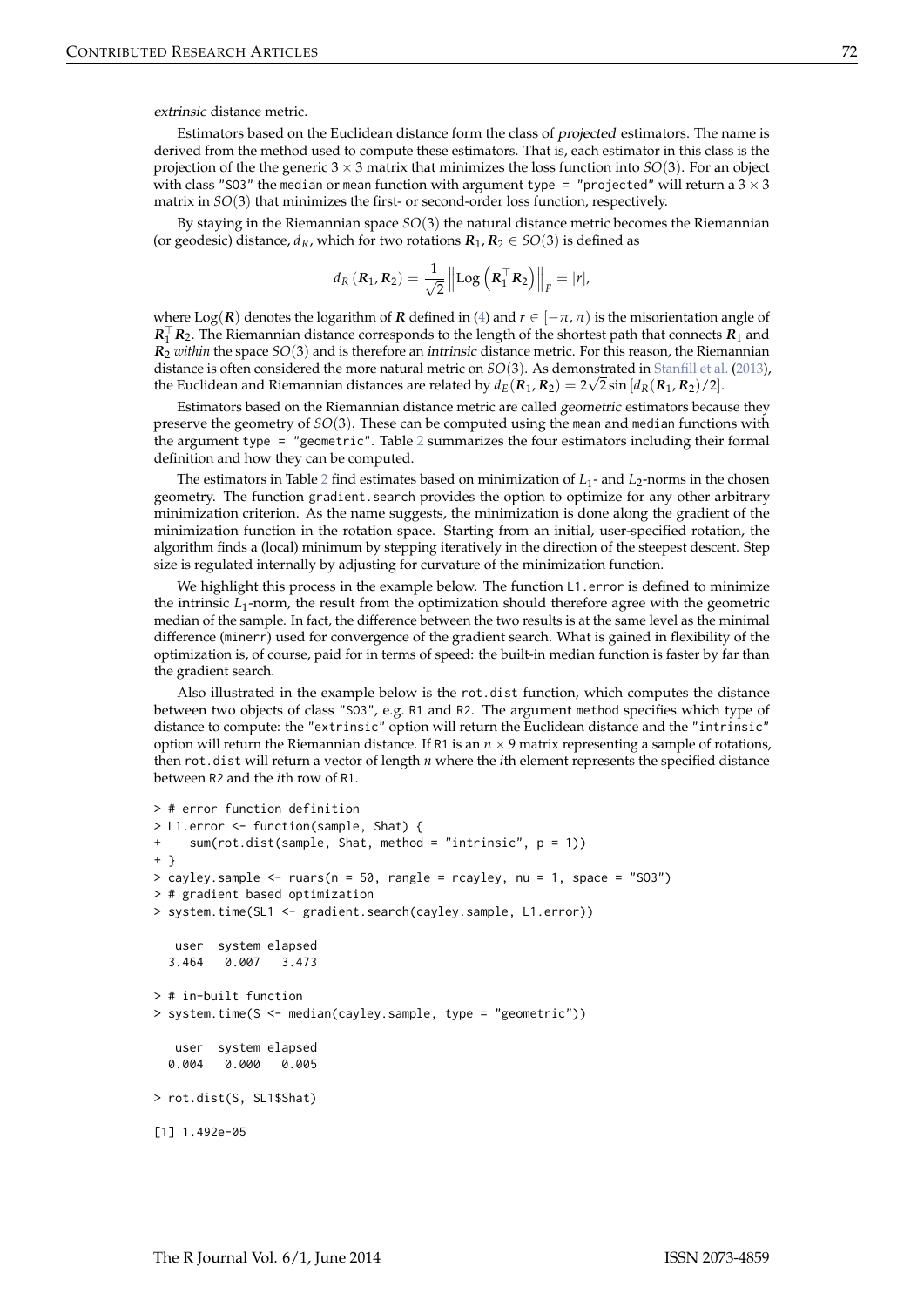*extrinsic* distance metric.

Estimators based on the Euclidean distance form the class of *projected* estimators. The name is derived from the method used to compute these estimators. That is, each estimator in this class is the projection of the the generic $3 \times 3$ matrix that minimizes the loss function into $SO(3)$. For an object with class "SO3" the median or mean function with argument type = "projected" will return a $3 \times 3$ matrix in $SO(3)$ that minimizes the first- or second-order loss function, respectively.

By staying in the Riemannian space $SO(3)$ the natural distance metric becomes the Riemannian (or geodesic) distance, $d_R$, which for two rotations $\boldsymbol{R}_1, \boldsymbol{R}_2 \in SO(3)$ is defined as

$$d_R(\boldsymbol{R}_1, \boldsymbol{R}_2) = \frac{1}{\sqrt{2}} \left\| \text{Log}\left(\boldsymbol{R}_1^\top \boldsymbol{R}_2\right) \right\|_F = |r|,$$

where $\text{Log}(\boldsymbol{R})$ denotes the logarithm of $\boldsymbol{R}$ defined in (4) and $r \in [-\pi, \pi)$ is the misorientation angle of $\boldsymbol{R}_1^\top \boldsymbol{R}_2$. The Riemannian distance corresponds to the length of the shortest path that connects $\boldsymbol{R}_1$ and $\boldsymbol{R}_2$ *within* the space $SO(3)$ and is therefore an *intrinsic* distance metric. For this reason, the Riemannian distance is often considered the more natural metric on $SO(3)$. As demonstrated in Stanfill et al. (2013), the Euclidean and Riemannian distances are related by $d_E(\boldsymbol{R}_1, \boldsymbol{R}_2) = 2\sqrt{2} \sin\left[d_R(\boldsymbol{R}_1, \boldsymbol{R}_2)/2\right]$.

Estimators based on the Riemannian distance metric are called *geometric* estimators because they preserve the geometry of $SO(3)$. These can be computed using the mean and median functions with the argument type = "geometric". Table 2 summarizes the four estimators including their formal definition and how they can be computed.

The estimators in Table 2 find estimates based on minimization of $L_1$- and $L_2$-norms in the chosen geometry. The function gradient.search provides the option to optimize for any other arbitrary minimization criterion. As the name suggests, the minimization is done along the gradient of the minimization function in the rotation space. Starting from an initial, user-specified rotation, the algorithm finds a (local) minimum by stepping iteratively in the direction of the steepest descent. Step size is regulated internally by adjusting for curvature of the minimization function.

We highlight this process in the example below. The function L1.error is defined to minimize the intrinsic $L_1$-norm, the result from the optimization should therefore agree with the geometric median of the sample. In fact, the difference between the two results is at the same level as the minimal difference (minerr) used for convergence of the gradient search. What is gained in flexibility of the optimization is, of course, paid for in terms of speed: the built-in median function is faster by far than the gradient search.

Also illustrated in the example below is the rot.dist function, which computes the distance between two objects of class "SO3", e.g. R1 and R2. The argument method specifies which type of distance to compute: the "extrinsic" option will return the Euclidean distance and the "intrinsic" option will return the Riemannian distance. If R1 is an $n \times 9$ matrix representing a sample of rotations, then rot.dist will return a vector of length $n$ where the $i$th element represents the specified distance between R2 and the $i$th row of R1.

```
> # error function definition
> L1.error <- function(sample, Shat) {
+    sum(rot.dist(sample, Shat, method = "intrinsic", p = 1))
+ }
> cayley.sample <- ruars(n = 50, rangle = rcayley, nu = 1, space = "SO3")
> # gradient based optimization
> system.time(SL1 <- gradient.search(cayley.sample, L1.error))

   user  system elapsed
  3.464   0.007   3.473

> # in-built function
> system.time(S <- median(cayley.sample, type = "geometric"))

   user  system elapsed
  0.004   0.000   0.005

> rot.dist(S, SL1$Shat)

[1] 1.492e-05
```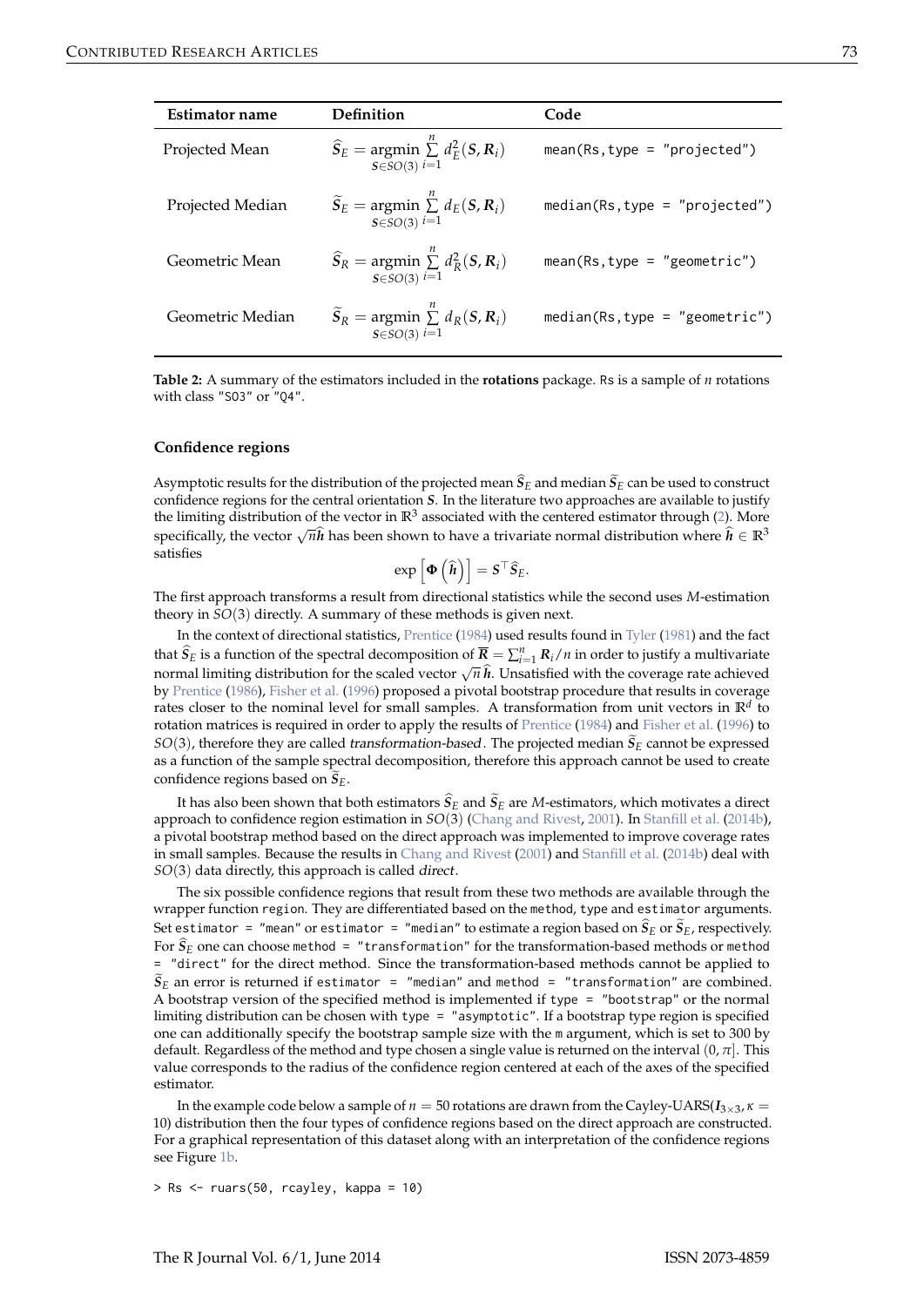| Estimator name | Definition | Code |
|---|---|---|
| Projected Mean | $\widehat{\boldsymbol{S}}_E = \underset{\boldsymbol{S}\in SO(3)}{\operatorname{argmin}} \sum_{i=1}^{n} d_E^2(\boldsymbol{S}, \boldsymbol{R}_i)$ | `mean(Rs,type = "projected")` |
| Projected Median | $\widetilde{\boldsymbol{S}}_E = \underset{\boldsymbol{S}\in SO(3)}{\operatorname{argmin}} \sum_{i=1}^{n} d_E(\boldsymbol{S}, \boldsymbol{R}_i)$ | `median(Rs,type = "projected")` |
| Geometric Mean | $\widehat{\boldsymbol{S}}_R = \underset{\boldsymbol{S}\in SO(3)}{\operatorname{argmin}} \sum_{i=1}^{n} d_R^2(\boldsymbol{S}, \boldsymbol{R}_i)$ | `mean(Rs,type = "geometric")` |
| Geometric Median | $\widetilde{\boldsymbol{S}}_R = \underset{\boldsymbol{S}\in SO(3)}{\operatorname{argmin}} \sum_{i=1}^{n} d_R(\boldsymbol{S}, \boldsymbol{R}_i)$ | `median(Rs,type = "geometric")` |

**Table 2:** A summary of the estimators included in the **rotations** package. Rs is a sample of $n$ rotations with class "SO3" or "Q4".

### Confidence regions

Asymptotic results for the distribution of the projected mean $\widehat{\boldsymbol{S}}_E$ and median $\widetilde{\boldsymbol{S}}_E$ can be used to construct confidence regions for the central orientation $\boldsymbol{S}$. In the literature two approaches are available to justify the limiting distribution of the vector in $\mathbb{R}^3$ associated with the centered estimator through (2). More specifically, the vector $\sqrt{n}\widehat{\boldsymbol{h}}$ has been shown to have a trivariate normal distribution where $\widehat{\boldsymbol{h}} \in \mathbb{R}^3$ satisfies

$$\exp\left[\boldsymbol{\Phi}\left(\widehat{\boldsymbol{h}}\right)\right] = \boldsymbol{S}^\top \widehat{\boldsymbol{S}}_E.$$

The first approach transforms a result from directional statistics while the second uses $M$-estimation theory in $SO(3)$ directly. A summary of these methods is given next.

In the context of directional statistics, Prentice (1984) used results found in Tyler (1981) and the fact that $\widehat{\boldsymbol{S}}_E$ is a function of the spectral decomposition of $\overline{\boldsymbol{R}} = \sum_{i=1}^{n} \boldsymbol{R}_i/n$ in order to justify a multivariate normal limiting distribution for the scaled vector $\sqrt{n}\,\widehat{\boldsymbol{h}}$. Unsatisfied with the coverage rate achieved by Prentice (1986), Fisher et al. (1996) proposed a pivotal bootstrap procedure that results in coverage rates closer to the nominal level for small samples. A transformation from unit vectors in $\mathbb{R}^d$ to rotation matrices is required in order to apply the results of Prentice (1984) and Fisher et al. (1996) to $SO(3)$, therefore they are called *transformation-based*. The projected median $\widetilde{\boldsymbol{S}}_E$ cannot be expressed as a function of the sample spectral decomposition, therefore this approach cannot be used to create confidence regions based on $\widetilde{\boldsymbol{S}}_E$.

It has also been shown that both estimators $\widehat{\boldsymbol{S}}_E$ and $\widetilde{\boldsymbol{S}}_E$ are $M$-estimators, which motivates a direct approach to confidence region estimation in $SO(3)$ (Chang and Rivest, 2001). In Stanfill et al. (2014b), a pivotal bootstrap method based on the direct approach was implemented to improve coverage rates in small samples. Because the results in Chang and Rivest (2001) and Stanfill et al. (2014b) deal with $SO(3)$ data directly, this approach is called *direct*.

The six possible confidence regions that result from these two methods are available through the wrapper function `region`. They are differentiated based on the `method`, `type` and `estimator` arguments. Set `estimator = "mean"` or `estimator = "median"` to estimate a region based on $\widehat{\boldsymbol{S}}_E$ or $\widetilde{\boldsymbol{S}}_E$, respectively. For $\widehat{\boldsymbol{S}}_E$ one can choose `method = "transformation"` for the transformation-based methods or `method = "direct"` for the direct method. Since the transformation-based methods cannot be applied to $\widetilde{\boldsymbol{S}}_E$ an error is returned if `estimator = "median"` and `method = "transformation"` are combined. A bootstrap version of the specified method is implemented if `type = "bootstrap"` or the normal limiting distribution can be chosen with `type = "asymptotic"`. If a bootstrap type region is specified one can additionally specify the bootstrap sample size with the `m` argument, which is set to 300 by default. Regardless of the method and type chosen a single value is returned on the interval $(0, \pi]$. This value corresponds to the radius of the confidence region centered at each of the axes of the specified estimator.

In the example code below a sample of $n = 50$ rotations are drawn from the Cayley-UARS($\boldsymbol{I}_{3\times 3}, \kappa = 10$) distribution then the four types of confidence regions based on the direct approach are constructed. For a graphical representation of this dataset along with an interpretation of the confidence regions see Figure 1b.

```
> Rs <- ruars(50, rcayley, kappa = 10)
```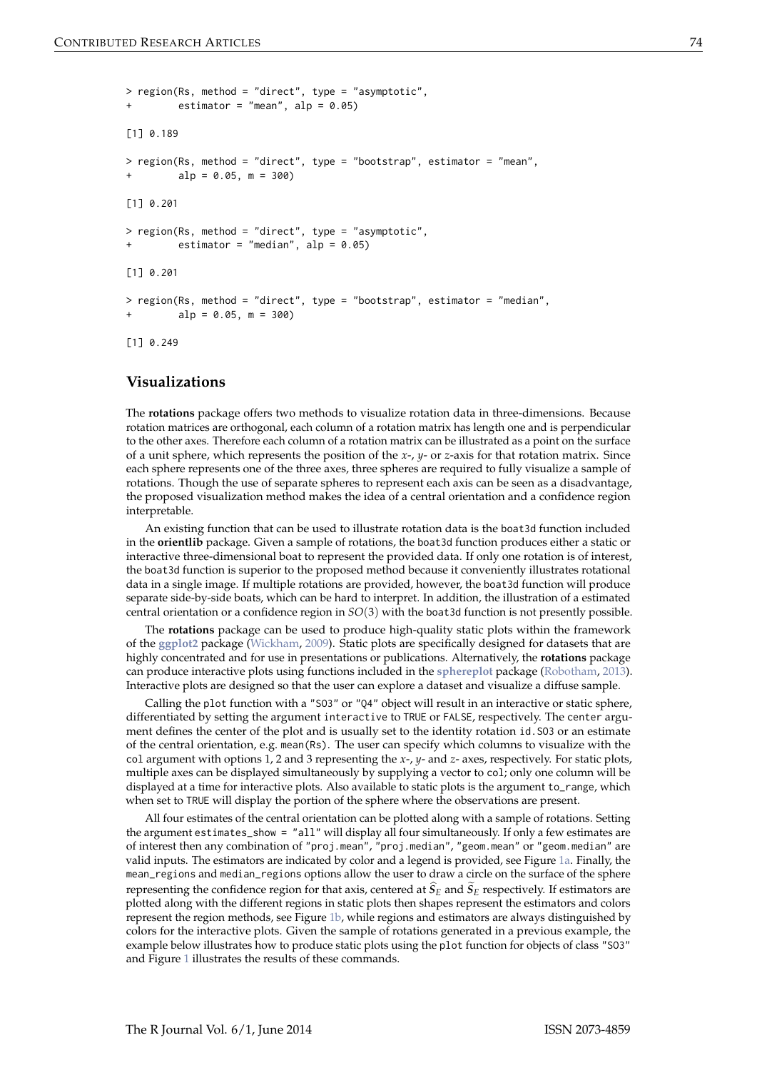```
> region(Rs, method = "direct", type = "asymptotic",
+        estimator = "mean", alp = 0.05)

[1] 0.189

> region(Rs, method = "direct", type = "bootstrap", estimator = "mean",
+        alp = 0.05, m = 300)

[1] 0.201

> region(Rs, method = "direct", type = "asymptotic",
+        estimator = "median", alp = 0.05)

[1] 0.201

> region(Rs, method = "direct", type = "bootstrap", estimator = "median",
+        alp = 0.05, m = 300)

[1] 0.249
```

## Visualizations

The **rotations** package offers two methods to visualize rotation data in three-dimensions. Because rotation matrices are orthogonal, each column of a rotation matrix has length one and is perpendicular to the other axes. Therefore each column of a rotation matrix can be illustrated as a point on the surface of a unit sphere, which represents the position of the $x$-, $y$- or $z$-axis for that rotation matrix. Since each sphere represents one of the three axes, three spheres are required to fully visualize a sample of rotations. Though the use of separate spheres to represent each axis can be seen as a disadvantage, the proposed visualization method makes the idea of a central orientation and a confidence region interpretable.

An existing function that can be used to illustrate rotation data is the `boat3d` function included in the **orientlib** package. Given a sample of rotations, the `boat3d` function produces either a static or interactive three-dimensional boat to represent the provided data. If only one rotation is of interest, the `boat3d` function is superior to the proposed method because it conveniently illustrates rotational data in a single image. If multiple rotations are provided, however, the `boat3d` function will produce separate side-by-side boats, which can be hard to interpret. In addition, the illustration of a estimated central orientation or a confidence region in $SO(3)$ with the `boat3d` function is not presently possible.

The **rotations** package can be used to produce high-quality static plots within the framework of the **ggplot2** package (Wickham, 2009). Static plots are specifically designed for datasets that are highly concentrated and for use in presentations or publications. Alternatively, the **rotations** package can produce interactive plots using functions included in the **sphereplot** package (Robotham, 2013). Interactive plots are designed so that the user can explore a dataset and visualize a diffuse sample.

Calling the `plot` function with a `"SO3"` or `"Q4"` object will result in an interactive or static sphere, differentiated by setting the argument `interactive` to `TRUE` or `FALSE`, respectively. The `center` argument defines the center of the plot and is usually set to the identity rotation `id.SO3` or an estimate of the central orientation, e.g. `mean(Rs)`. The user can specify which columns to visualize with the `col` argument with options 1, 2 and 3 representing the $x$-, $y$- and $z$- axes, respectively. For static plots, multiple axes can be displayed simultaneously by supplying a vector to `col`; only one column will be displayed at a time for interactive plots. Also available to static plots is the argument `to_range`, which when set to `TRUE` will display the portion of the sphere where the observations are present.

All four estimates of the central orientation can be plotted along with a sample of rotations. Setting the argument `estimates_show = "all"` will display all four simultaneously. If only a few estimates are of interest then any combination of `"proj.mean"`, `"proj.median"`, `"geom.mean"` or `"geom.median"` are valid inputs. The estimators are indicated by color and a legend is provided, see Figure 1a. Finally, the `mean_regions` and `median_regions` options allow the user to draw a circle on the surface of the sphere representing the confidence region for that axis, centered at $\widehat{S}_E$ and $\widetilde{S}_E$ respectively. If estimators are plotted along with the different regions in static plots then shapes represent the estimators and colors represent the region methods, see Figure 1b, while regions and estimators are always distinguished by colors for the interactive plots. Given the sample of rotations generated in a previous example, the example below illustrates how to produce static plots using the `plot` function for objects of class `"SO3"` and Figure 1 illustrates the results of these commands.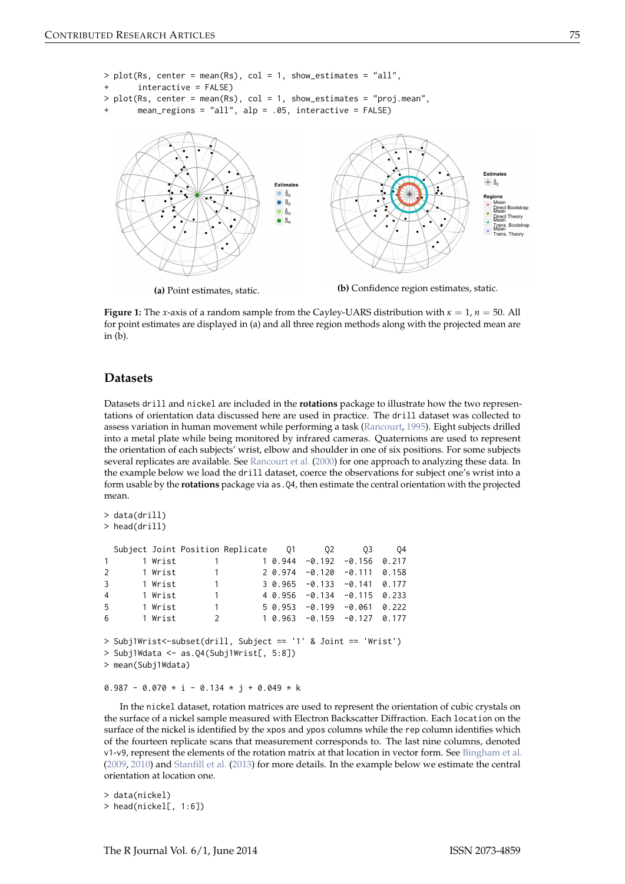```
> plot(Rs, center = mean(Rs), col = 1, show_estimates = "all",
+      interactive = FALSE)
> plot(Rs, center = mean(Rs), col = 1, show_estimates = "proj.mean",
+      mean_regions = "all", alp = .05, interactive = FALSE)
```

**(a)** Point estimates, static.

**(b)** Confidence region estimates, static.

**Figure 1:** The $x$-axis of a random sample from the Cayley-UARS distribution with $\kappa = 1, n = 50$. All for point estimates are displayed in (a) and all three region methods along with the projected mean are in (b).

## Datasets

Datasets `drill` and `nickel` are included in the **rotations** package to illustrate how the two representations of orientation data discussed here are used in practice. The `drill` dataset was collected to assess variation in human movement while performing a task (Rancourt, 1995). Eight subjects drilled into a metal plate while being monitored by infrared cameras. Quaternions are used to represent the orientation of each subjects' wrist, elbow and shoulder in one of six positions. For some subjects several replicates are available. See Rancourt et al. (2000) for one approach to analyzing these data. In the example below we load the `drill` dataset, coerce the observations for subject one's wrist into a form usable by the **rotations** package via `as.Q4`, then estimate the central orientation with the projected mean.

```
> data(drill)
> head(drill)

  Subject Joint Position Replicate    Q1     Q2     Q3    Q4
1       1 Wrist        1         1 0.944 -0.192 -0.156 0.217
2       1 Wrist        1         2 0.974 -0.120 -0.111 0.158
3       1 Wrist        1         3 0.965 -0.133 -0.141 0.177
4       1 Wrist        1         4 0.956 -0.134 -0.115 0.233
5       1 Wrist        1         5 0.953 -0.199 -0.061 0.222
6       1 Wrist        2         1 0.963 -0.159 -0.127 0.177

> Subj1Wrist<-subset(drill, Subject == '1' & Joint == 'Wrist')
> Subj1Wdata <- as.Q4(Subj1Wrist[, 5:8])
> mean(Subj1Wdata)

0.987 - 0.070 * i - 0.134 * j + 0.049 * k
```

In the `nickel` dataset, rotation matrices are used to represent the orientation of cubic crystals on the surface of a nickel sample measured with Electron Backscatter Diffraction. Each `location` on the surface of the nickel is identified by the `xpos` and `ypos` columns while the `rep` column identifies which of the fourteen replicate scans that measurement corresponds to. The last nine columns, denoted `v1`-`v9`, represent the elements of the rotation matrix at that location in vector form. See Bingham et al. (2009, 2010) and Stanfill et al. (2013) for more details. In the example below we estimate the central orientation at location one.

```
> data(nickel)
> head(nickel[, 1:6])
```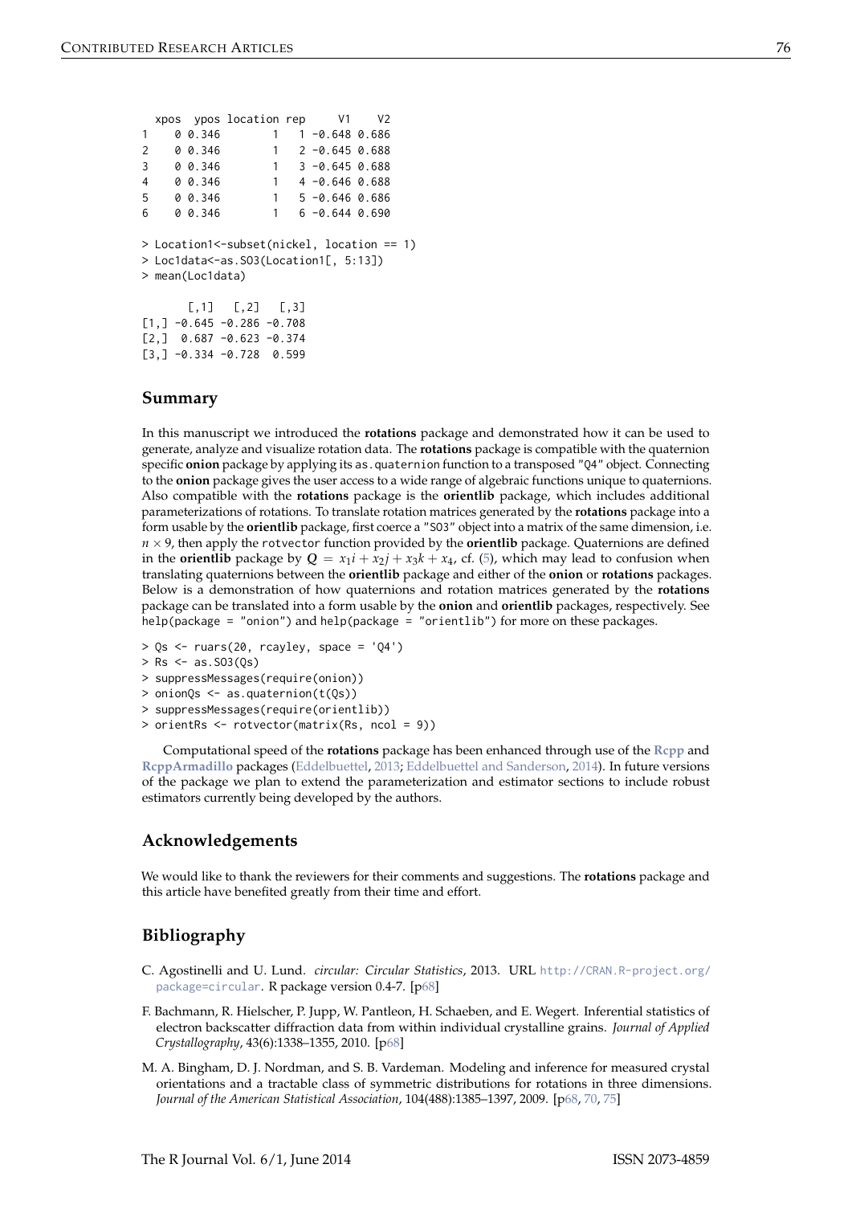```
  xpos  ypos location rep     V1    V2
1    0 0.346        1   1 -0.648 0.686
2    0 0.346        1   2 -0.645 0.688
3    0 0.346        1   3 -0.645 0.688
4    0 0.346        1   4 -0.646 0.688
5    0 0.346        1   5 -0.646 0.686
6    0 0.346        1   6 -0.644 0.690

> Location1<-subset(nickel, location == 1)
> Loc1data<-as.SO3(Location1[, 5:13])
> mean(Loc1data)

       [,1]   [,2]   [,3]
[1,] -0.645 -0.286 -0.708
[2,]  0.687 -0.623 -0.374
[3,] -0.334 -0.728  0.599
```

## Summary

In this manuscript we introduced the **rotations** package and demonstrated how it can be used to generate, analyze and visualize rotation data. The **rotations** package is compatible with the quaternion specific **onion** package by applying its `as.quaternion` function to a transposed `"Q4"` object. Connecting to the **onion** package gives the user access to a wide range of algebraic functions unique to quaternions. Also compatible with the **rotations** package is the **orientlib** package, which includes additional parameterizations of rotations. To translate rotation matrices generated by the **rotations** package into a form usable by the **orientlib** package, first coerce a `"SO3"` object into a matrix of the same dimension, i.e. $n \times 9$, then apply the `rotvector` function provided by the **orientlib** package. Quaternions are defined in the **orientlib** package by $Q = x_1 i + x_2 j + x_3 k + x_4$, cf. (5), which may lead to confusion when translating quaternions between the **orientlib** package and either of the **onion** or **rotations** packages. Below is a demonstration of how quaternions and rotation matrices generated by the **rotations** package can be translated into a form usable by the **onion** and **orientlib** packages, respectively. See `help(package = "onion")` and `help(package = "orientlib")` for more on these packages.

```
> Qs <- ruars(20, rcayley, space = 'Q4')
> Rs <- as.SO3(Qs)
> suppressMessages(require(onion))
> onionQs <- as.quaternion(t(Qs))
> suppressMessages(require(orientlib))
> orientRs <- rotvector(matrix(Rs, ncol = 9))
```

Computational speed of the **rotations** package has been enhanced through use of the **Rcpp** and **RcppArmadillo** packages (Eddelbuettel, 2013; Eddelbuettel and Sanderson, 2014). In future versions of the package we plan to extend the parameterization and estimator sections to include robust estimators currently being developed by the authors.

## Acknowledgements

We would like to thank the reviewers for their comments and suggestions. The **rotations** package and this article have benefited greatly from their time and effort.

## Bibliography

C. Agostinelli and U. Lund. *circular: Circular Statistics*, 2013. URL http://CRAN.R-project.org/package=circular. R package version 0.4-7. [p68]

F. Bachmann, R. Hielscher, P. Jupp, W. Pantleon, H. Schaeben, and E. Wegert. Inferential statistics of electron backscatter diffraction data from within individual crystalline grains. *Journal of Applied Crystallography*, 43(6):1338–1355, 2010. [p68]

M. A. Bingham, D. J. Nordman, and S. B. Vardeman. Modeling and inference for measured crystal orientations and a tractable class of symmetric distributions for rotations in three dimensions. *Journal of the American Statistical Association*, 104(488):1385–1397, 2009. [p68, 70, 75]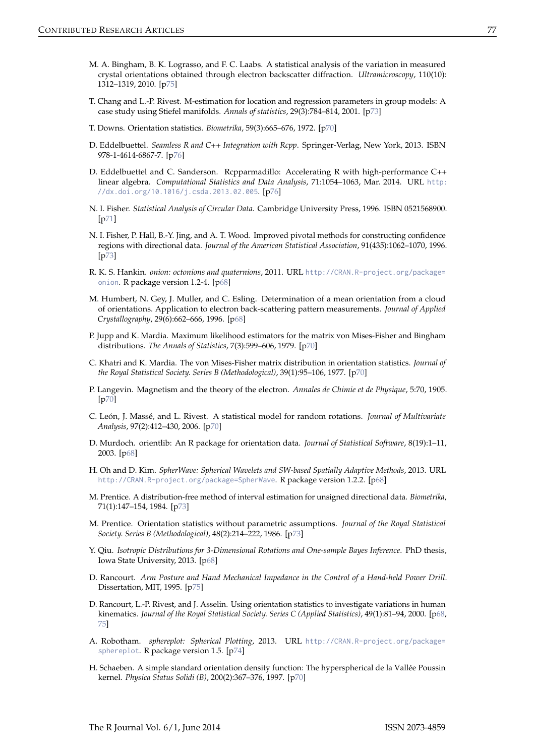M. A. Bingham, B. K. Lograsso, and F. C. Laabs. A statistical analysis of the variation in measured crystal orientations obtained through electron backscatter diffraction. *Ultramicroscopy*, 110(10): 1312–1319, 2010. [p75]

T. Chang and L.-P. Rivest. M-estimation for location and regression parameters in group models: A case study using Stiefel manifolds. *Annals of statistics*, 29(3):784–814, 2001. [p73]

T. Downs. Orientation statistics. *Biometrika*, 59(3):665–676, 1972. [p70]

D. Eddelbuettel. *Seamless R and C++ Integration with Rcpp*. Springer-Verlag, New York, 2013. ISBN 978-1-4614-6867-7. [p76]

D. Eddelbuettel and C. Sanderson. Rcpparmadillo: Accelerating R with high-performance C++ linear algebra. *Computational Statistics and Data Analysis*, 71:1054–1063, Mar. 2014. URL http://dx.doi.org/10.1016/j.csda.2013.02.005. [p76]

N. I. Fisher. *Statistical Analysis of Circular Data*. Cambridge University Press, 1996. ISBN 0521568900. [p71]

N. I. Fisher, P. Hall, B.-Y. Jing, and A. T. Wood. Improved pivotal methods for constructing confidence regions with directional data. *Journal of the American Statistical Association*, 91(435):1062–1070, 1996. [p73]

R. K. S. Hankin. *onion: octonions and quaternions*, 2011. URL http://CRAN.R-project.org/package=onion. R package version 1.2-4. [p68]

M. Humbert, N. Gey, J. Muller, and C. Esling. Determination of a mean orientation from a cloud of orientations. Application to electron back-scattering pattern measurements. *Journal of Applied Crystallography*, 29(6):662–666, 1996. [p68]

P. Jupp and K. Mardia. Maximum likelihood estimators for the matrix von Mises-Fisher and Bingham distributions. *The Annals of Statistics*, 7(3):599–606, 1979. [p70]

C. Khatri and K. Mardia. The von Mises-Fisher matrix distribution in orientation statistics. *Journal of the Royal Statistical Society. Series B (Methodological)*, 39(1):95–106, 1977. [p70]

P. Langevin. Magnetism and the theory of the electron. *Annales de Chimie et de Physique*, 5:70, 1905. [p70]

C. León, J. Massé, and L. Rivest. A statistical model for random rotations. *Journal of Multivariate Analysis*, 97(2):412–430, 2006. [p70]

D. Murdoch. orientlib: An R package for orientation data. *Journal of Statistical Software*, 8(19):1–11, 2003. [p68]

H. Oh and D. Kim. *SpherWave: Spherical Wavelets and SW-based Spatially Adaptive Methods*, 2013. URL http://CRAN.R-project.org/package=SpherWave. R package version 1.2.2. [p68]

M. Prentice. A distribution-free method of interval estimation for unsigned directional data. *Biometrika*, 71(1):147–154, 1984. [p73]

M. Prentice. Orientation statistics without parametric assumptions. *Journal of the Royal Statistical Society. Series B (Methodological)*, 48(2):214–222, 1986. [p73]

Y. Qiu. *Isotropic Distributions for 3-Dimensional Rotations and One-sample Bayes Inference*. PhD thesis, Iowa State University, 2013. [p68]

D. Rancourt. *Arm Posture and Hand Mechanical Impedance in the Control of a Hand-held Power Drill*. Dissertation, MIT, 1995. [p75]

D. Rancourt, L.-P. Rivest, and J. Asselin. Using orientation statistics to investigate variations in human kinematics. *Journal of the Royal Statistical Society. Series C (Applied Statistics)*, 49(1):81–94, 2000. [p68, 75]

A. Robotham. *sphereplot: Spherical Plotting*, 2013. URL http://CRAN.R-project.org/package=sphereplot. R package version 1.5. [p74]

H. Schaeben. A simple standard orientation density function: The hyperspherical de la Vallée Poussin kernel. *Physica Status Solidi (B)*, 200(2):367–376, 1997. [p70]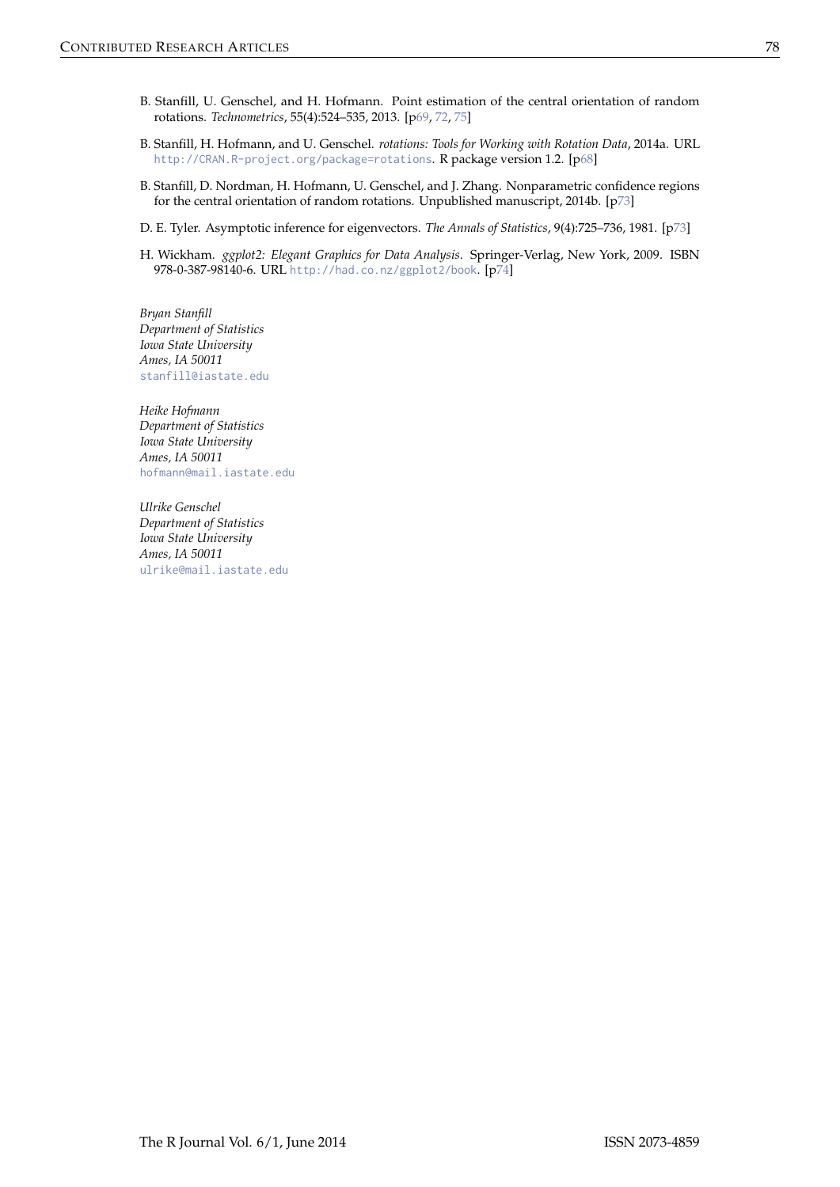B. Stanfill, U. Genschel, and H. Hofmann. Point estimation of the central orientation of random rotations. *Technometrics*, 55(4):524–535, 2013. [p69, 72, 75]

B. Stanfill, H. Hofmann, and U. Genschel. *rotations: Tools for Working with Rotation Data*, 2014a. URL http://CRAN.R-project.org/package=rotations. R package version 1.2. [p68]

B. Stanfill, D. Nordman, H. Hofmann, U. Genschel, and J. Zhang. Nonparametric confidence regions for the central orientation of random rotations. Unpublished manuscript, 2014b. [p73]

D. E. Tyler. Asymptotic inference for eigenvectors. *The Annals of Statistics*, 9(4):725–736, 1981. [p73]

H. Wickham. *ggplot2: Elegant Graphics for Data Analysis*. Springer-Verlag, New York, 2009. ISBN 978-0-387-98140-6. URL http://had.co.nz/ggplot2/book. [p74]

*Bryan Stanfill*
*Department of Statistics*
*Iowa State University*
*Ames, IA 50011*
stanfill@iastate.edu

*Heike Hofmann*
*Department of Statistics*
*Iowa State University*
*Ames, IA 50011*
hofmann@mail.iastate.edu

*Ulrike Genschel*
*Department of Statistics*
*Iowa State University*
*Ames, IA 50011*
ulrike@mail.iastate.edu